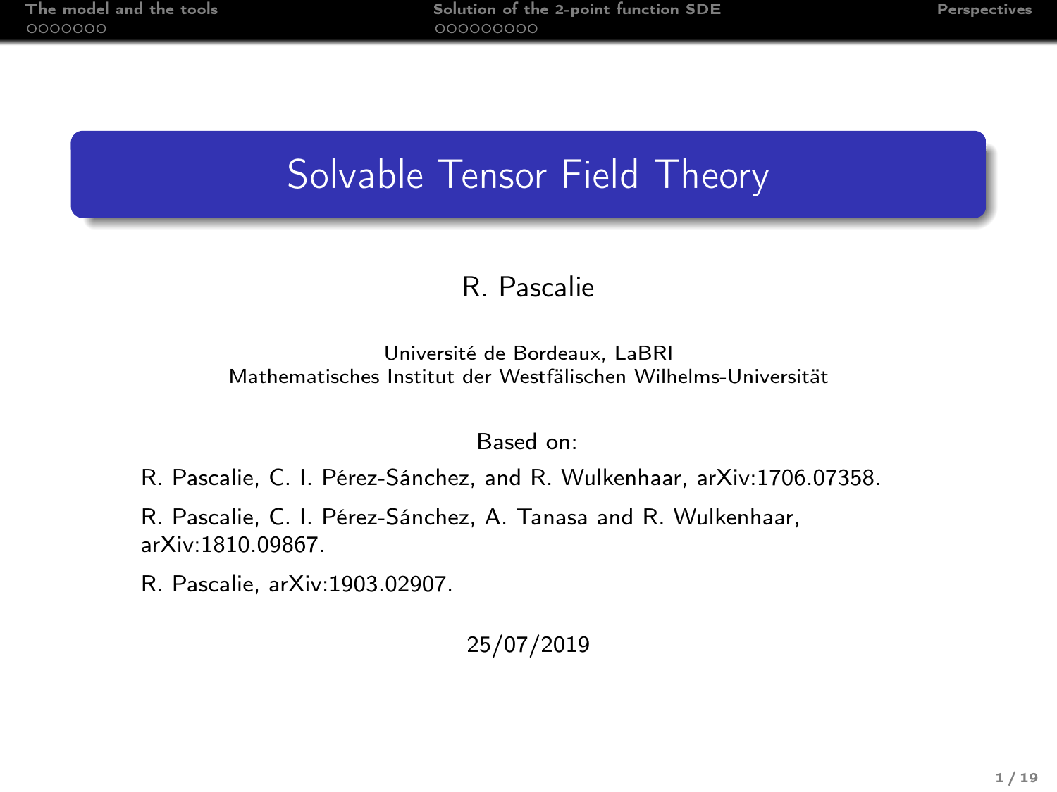# Solvable Tensor Field Theory

R. Pascalie

Université de Bordeaux, LaBRI
Mathematisches Institut der Westfälischen Wilhelms-Universität

Based on:

R. Pascalie, C. I. Pérez-Sánchez, and R. Wulkenhaar, arXiv:1706.07358.

R. Pascalie, C. I. Pérez-Sánchez, A. Tanasa and R. Wulkenhaar, arXiv:1810.09867.

R. Pascalie, arXiv:1903.02907.

25/07/2019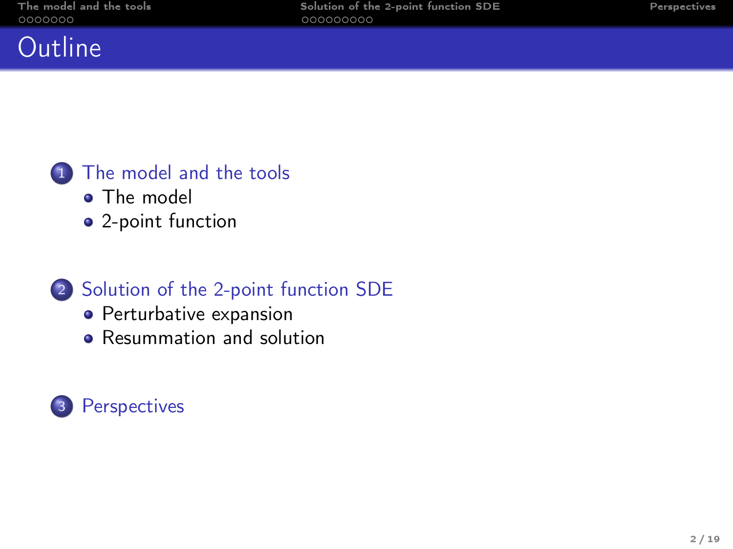# Outline

1. The model and the tools
   - The model
   - 2-point function
2. Solution of the 2-point function SDE
   - Perturbative expansion
   - Resummation and solution
3. Perspectives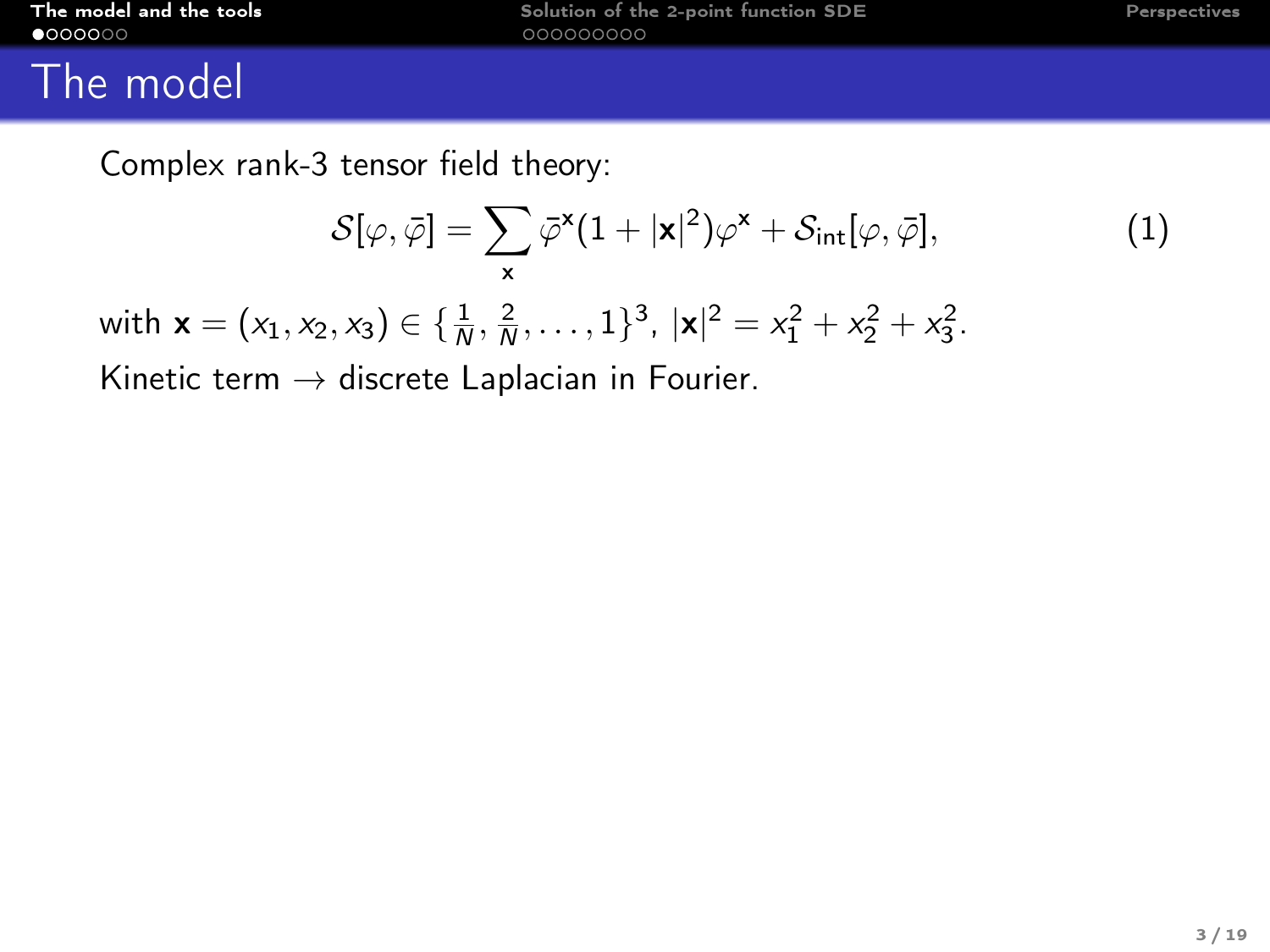# The model

Complex rank-3 tensor field theory:

$$\mathcal{S}[\varphi,\bar{\varphi}] = \sum_{\mathbf{x}} \bar{\varphi}^{\mathbf{x}}(1+|\mathbf{x}|^2)\varphi^{\mathbf{x}} + \mathcal{S}_{\text{int}}[\varphi,\bar{\varphi}], \tag{1}$$

with $\mathbf{x} = (x_1, x_2, x_3) \in \{\frac{1}{N}, \frac{2}{N}, \ldots, 1\}^3$, $|\mathbf{x}|^2 = x_1^2 + x_2^2 + x_3^2$.

Kinetic term $\rightarrow$ discrete Laplacian in Fourier.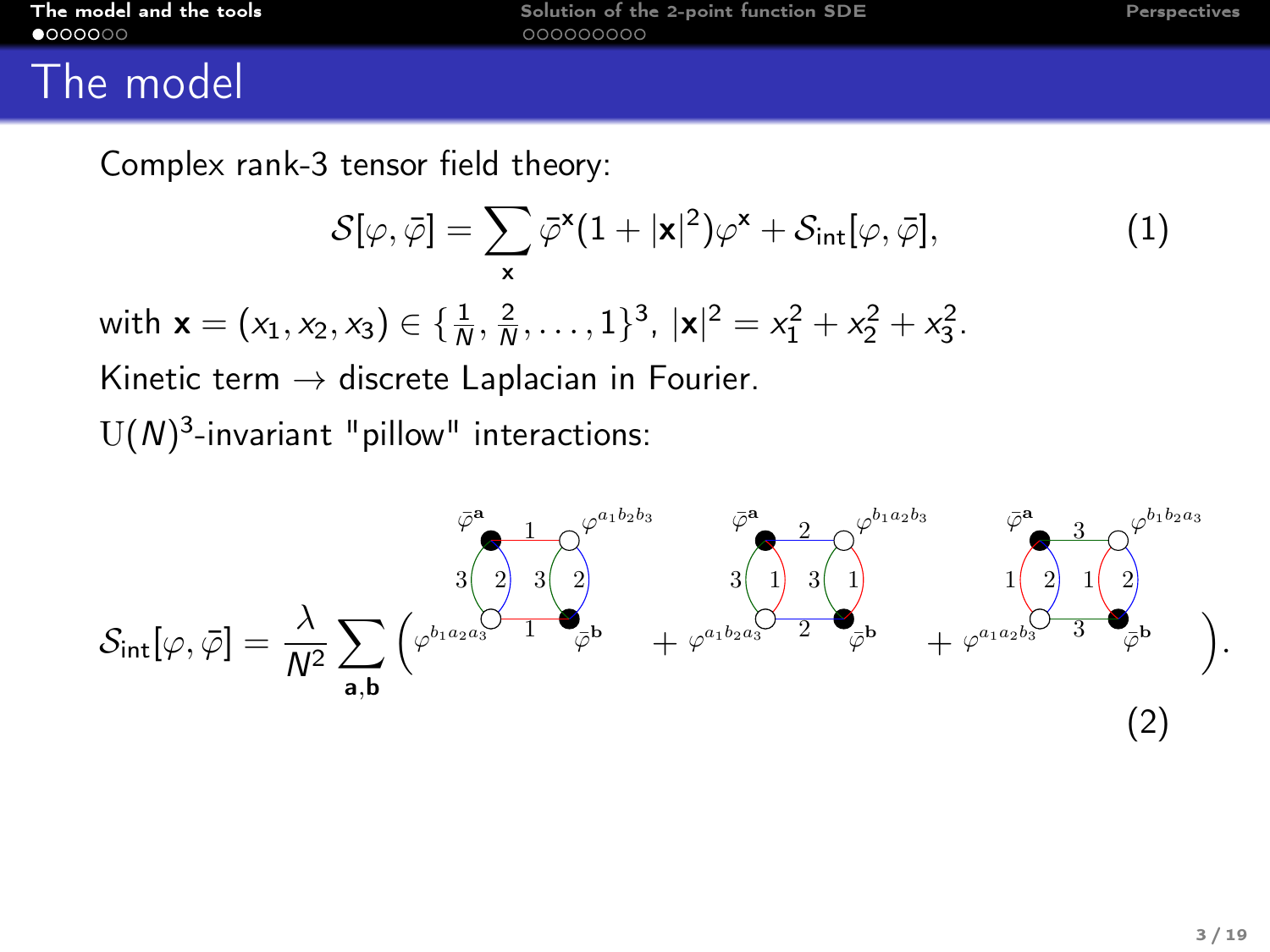# The model

Complex rank-3 tensor field theory:

$$\mathcal{S}[\varphi,\bar{\varphi}] = \sum_{\mathbf{x}} \bar{\varphi}^{\mathbf{x}}(1+|\mathbf{x}|^2)\varphi^{\mathbf{x}} + \mathcal{S}_{\text{int}}[\varphi,\bar{\varphi}], \tag{1}$$

with $\mathbf{x} = (x_1, x_2, x_3) \in \{\frac{1}{N}, \frac{2}{N}, \ldots, 1\}^3$, $|\mathbf{x}|^2 = x_1^2 + x_2^2 + x_3^2$.

Kinetic term $\rightarrow$ discrete Laplacian in Fourier.

$\mathrm{U}(N)^3$-invariant "pillow" interactions:

$$\mathcal{S}_{\text{int}}[\varphi,\bar{\varphi}] = \frac{\lambda}{N^2}\sum_{\mathbf{a},\mathbf{b}} \Big( \text{pillow}_1\big(\bar{\varphi}^{\mathbf{a}}, \varphi^{a_1 b_2 b_3}, \varphi^{b_1 a_2 a_3}, \bar{\varphi}^{\mathbf{b}}\big) + \text{pillow}_2\big(\bar{\varphi}^{\mathbf{a}}, \varphi^{b_1 a_2 b_3}, \varphi^{a_1 b_2 a_3}, \bar{\varphi}^{\mathbf{b}}\big) + \text{pillow}_3\big(\bar{\varphi}^{\mathbf{a}}, \varphi^{b_1 b_2 a_3}, \varphi^{a_1 a_2 b_3}, \bar{\varphi}^{\mathbf{b}}\big) \Big). \tag{2}$$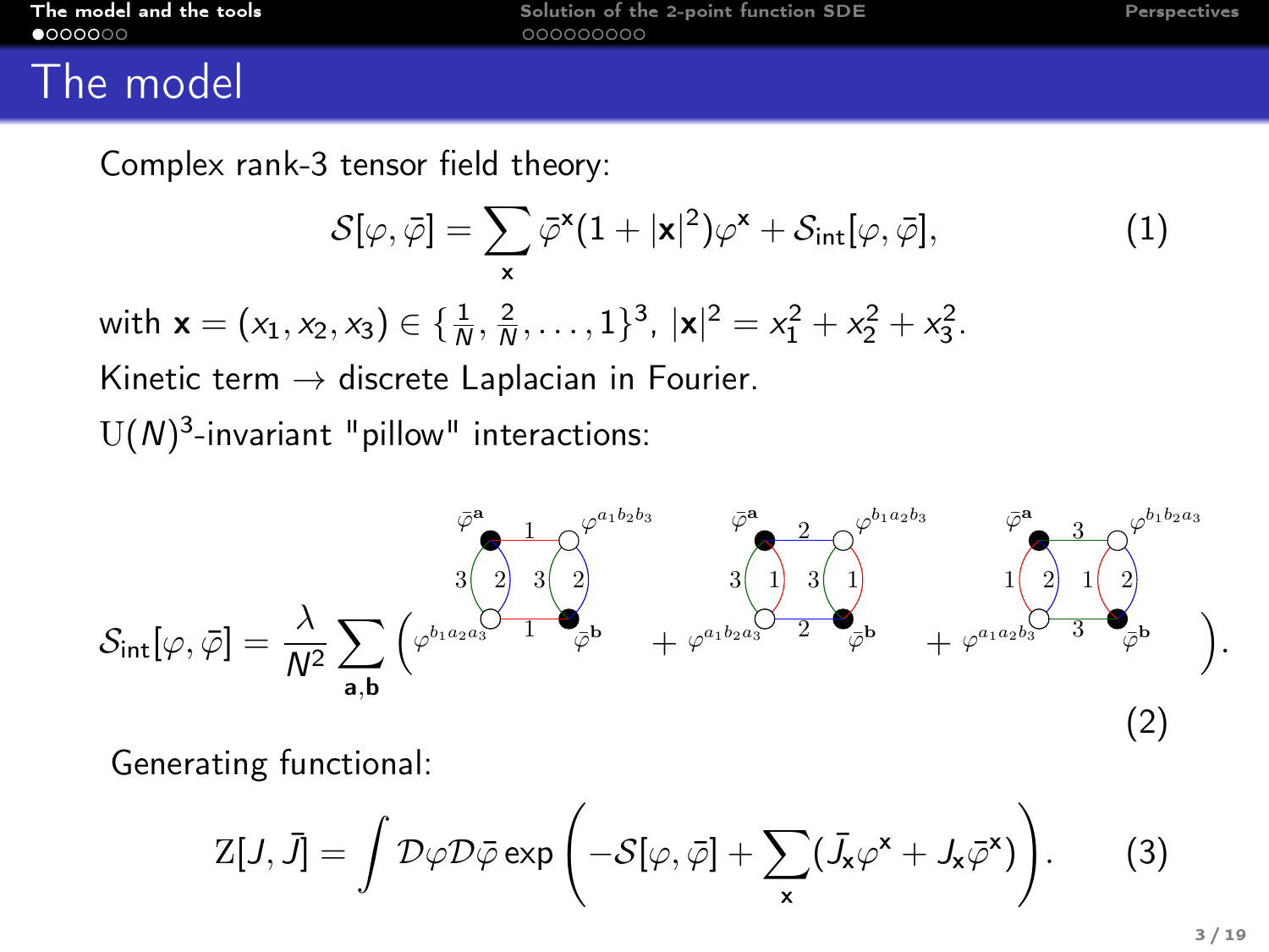# The model

Complex rank-3 tensor field theory:

$$\mathcal{S}[\varphi,\bar{\varphi}] = \sum_{\mathbf{x}} \bar{\varphi}^{\mathbf{x}}(1+|\mathbf{x}|^2)\varphi^{\mathbf{x}} + \mathcal{S}_{\text{int}}[\varphi,\bar{\varphi}], \tag{1}$$

with $\mathbf{x} = (x_1, x_2, x_3) \in \{\frac{1}{N}, \frac{2}{N}, \ldots, 1\}^3$, $|\mathbf{x}|^2 = x_1^2 + x_2^2 + x_3^2$.

Kinetic term $\rightarrow$ discrete Laplacian in Fourier.

$\mathrm{U}(N)^3$-invariant "pillow" interactions:

$$\mathcal{S}_{\text{int}}[\varphi,\bar{\varphi}] = \frac{\lambda}{N^2}\sum_{\mathbf{a},\mathbf{b}} \Big( \ldots + \ldots + \ldots \Big). \tag{2}$$

Generating functional:

$$\mathrm{Z}[J,\bar{J}] = \int \mathcal{D}\varphi\mathcal{D}\bar{\varphi} \exp\left(-\mathcal{S}[\varphi,\bar{\varphi}] + \sum_{\mathbf{x}}(\bar{J}_{\mathbf{x}}\varphi^{\mathbf{x}} + J_{\mathbf{x}}\bar{\varphi}^{\mathbf{x}})\right). \tag{3}$$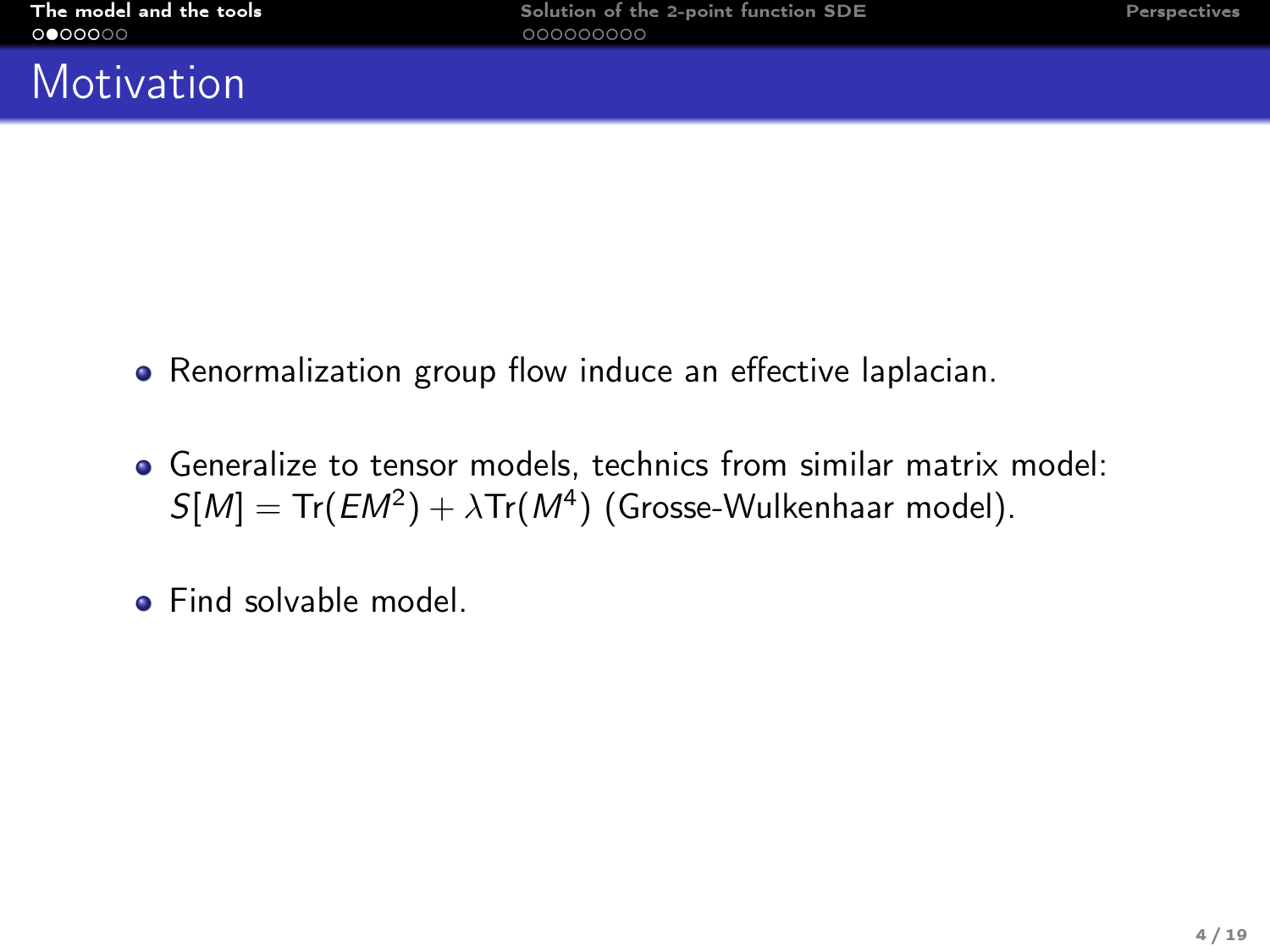# Motivation

- Renormalization group flow induce an effective laplacian.
- Generalize to tensor models, technics from similar matrix model: $S[M] = \text{Tr}(EM^2) + \lambda \text{Tr}(M^4)$ (Grosse-Wulkenhaar model).
- Find solvable model.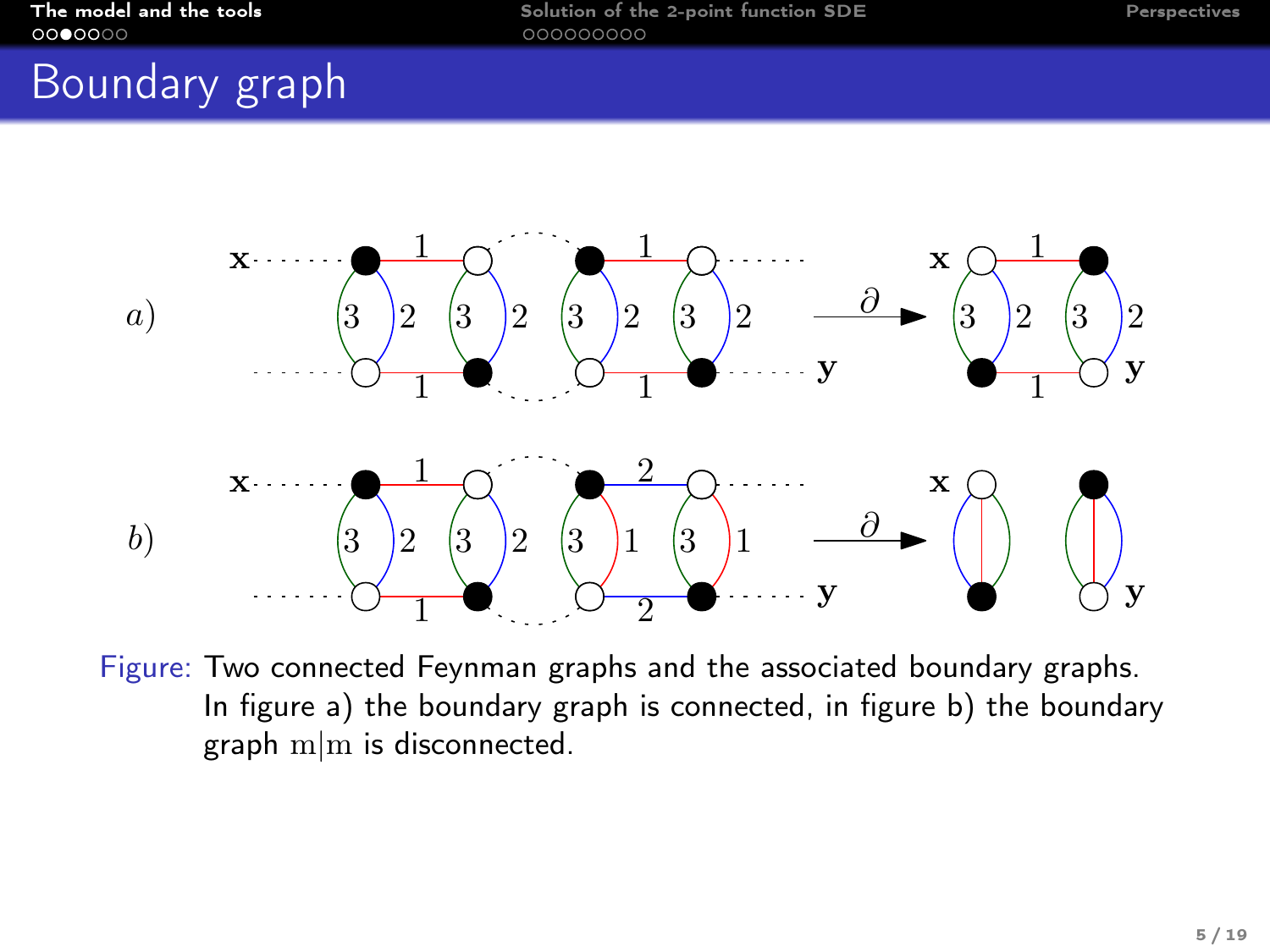# Boundary graph

Figure: Two connected Feynman graphs and the associated boundary graphs. In figure a) the boundary graph is connected, in figure b) the boundary graph $\mathrm{m}|\mathrm{m}$ is disconnected.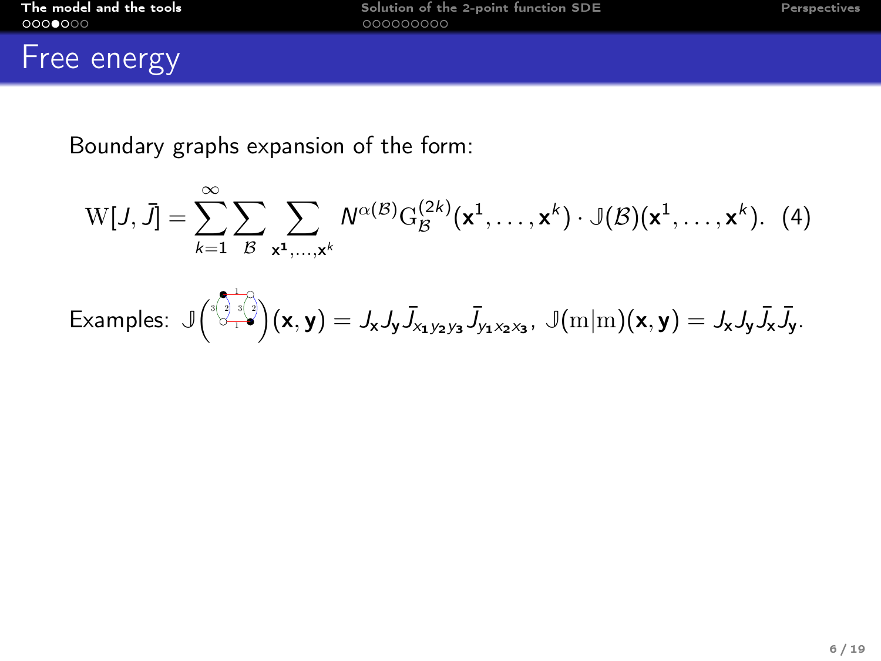# Free energy

Boundary graphs expansion of the form:

$$\mathrm{W}[J,\bar{J}] = \sum_{k=1}^{\infty} \sum_{\mathcal{B}} \sum_{\mathbf{x^1},\dots,\mathbf{x}^k} N^{\alpha(\mathcal{B})} \mathrm{G}_{\mathcal{B}}^{(2k)}(\mathbf{x}^1,\dots,\mathbf{x}^k) \cdot \mathbb{J}(\mathcal{B})(\mathbf{x}^1,\dots,\mathbf{x}^k). \quad (4)$$

Examples: $\mathbb{J}\left(\text{[graph]}\right)(\mathbf{x},\mathbf{y}) = J_{\mathbf{x}} J_{\mathbf{y}} \bar{J}_{x_1 y_2 y_3} \bar{J}_{y_1 x_2 x_3}$, $\mathbb{J}(\mathrm{m}|\mathrm{m})(\mathbf{x},\mathbf{y}) = J_{\mathbf{x}} J_{\mathbf{y}} \bar{J}_{\mathbf{x}} \bar{J}_{\mathbf{y}}$.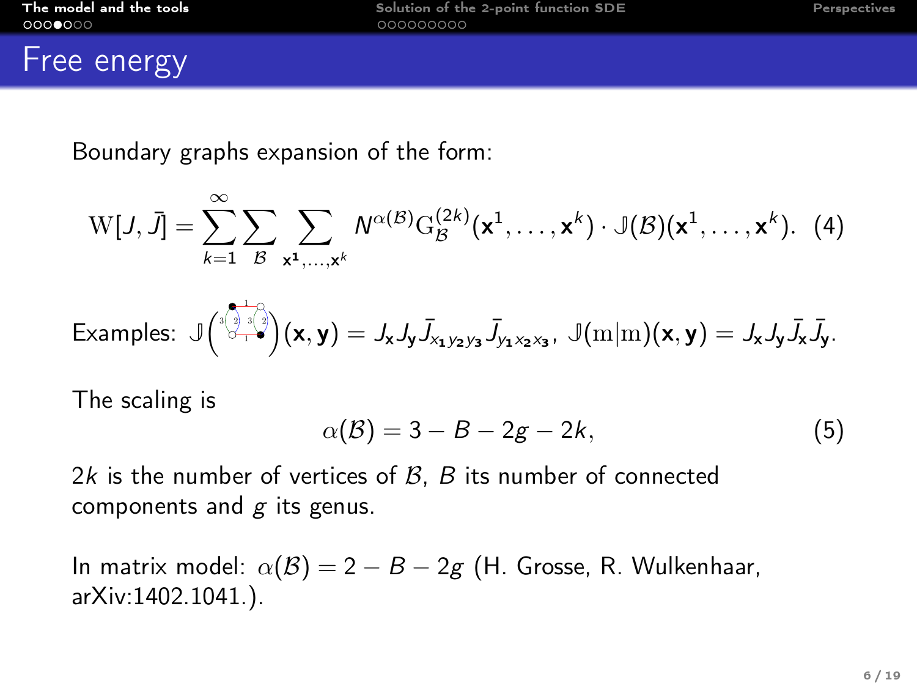# Free energy

Boundary graphs expansion of the form:

$$\mathrm{W}[J,\bar{J}] = \sum_{k=1}^{\infty} \sum_{\mathcal{B}} \sum_{\mathbf{x^1},\dots,\mathbf{x}^k} N^{\alpha(\mathcal{B})} \mathrm{G}^{(2k)}_{\mathcal{B}}(\mathbf{x}^1,\dots,\mathbf{x}^k) \cdot \mathbb{J}(\mathcal{B})(\mathbf{x}^1,\dots,\mathbf{x}^k). \quad (4)$$

Examples: $\mathbb{J}\left(\,\cdot\,\right)(\mathbf{x},\mathbf{y}) = J_{\mathbf{x}} J_{\mathbf{y}} \bar{J}_{x_1 y_2 y_3} \bar{J}_{y_1 x_2 x_3}$, $\mathbb{J}(\mathrm{m}|\mathrm{m})(\mathbf{x},\mathbf{y}) = J_{\mathbf{x}} J_{\mathbf{y}} \bar{J}_{\mathbf{x}} \bar{J}_{\mathbf{y}}$.

The scaling is

$$\alpha(\mathcal{B}) = 3 - B - 2g - 2k, \quad (5)$$

$2k$ is the number of vertices of $\mathcal{B}$, $B$ its number of connected components and $g$ its genus.

In matrix model: $\alpha(\mathcal{B}) = 2 - B - 2g$ (H. Grosse, R. Wulkenhaar, arXiv:1402.1041.).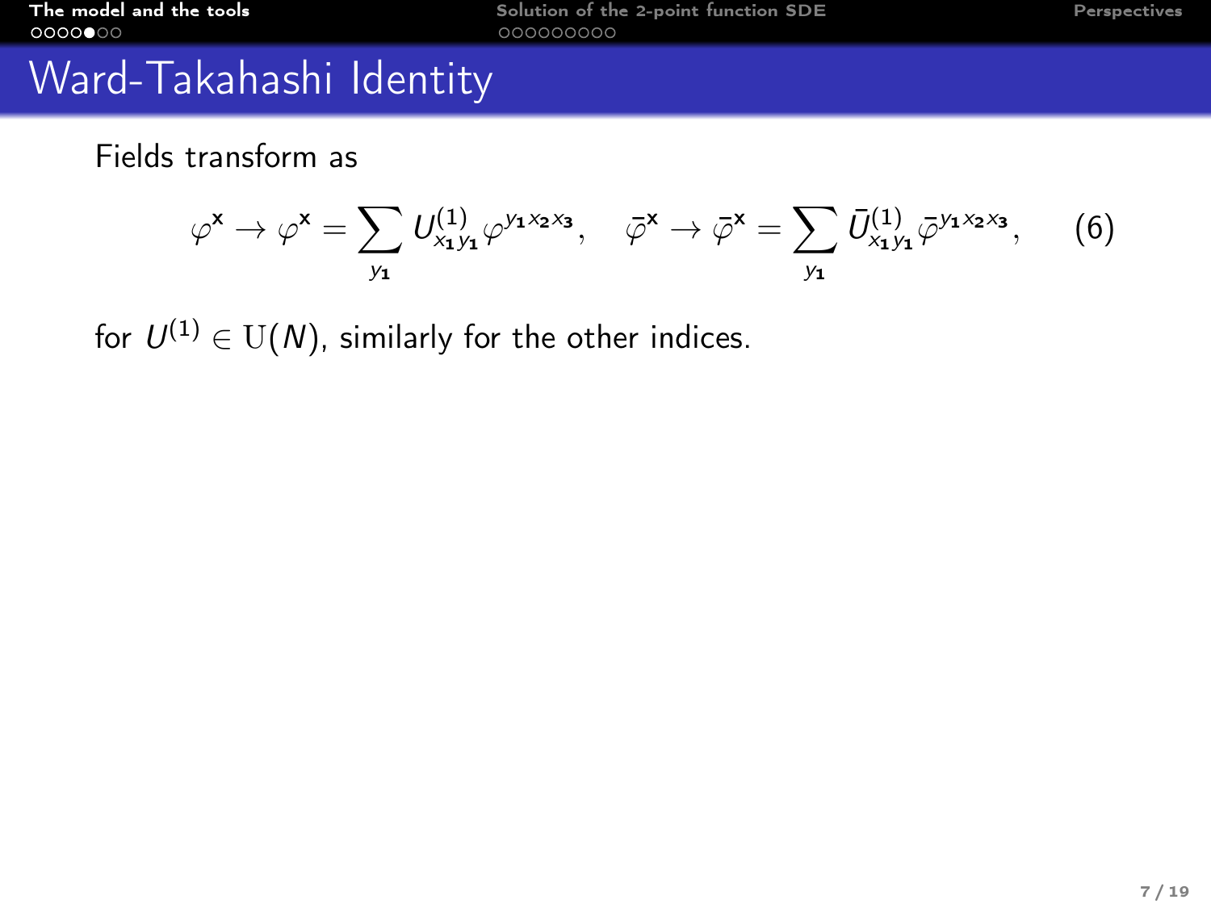# Ward-Takahashi Identity

Fields transform as

$$\varphi^{\mathbf{x}} \to \varphi^{\mathbf{x}} = \sum_{y_1} U^{(1)}_{x_1 y_1} \varphi^{y_1 x_2 x_3}, \quad \bar{\varphi}^{\mathbf{x}} \to \bar{\varphi}^{\mathbf{x}} = \sum_{y_1} \bar{U}^{(1)}_{x_1 y_1} \bar{\varphi}^{y_1 x_2 x_3}, \qquad (6)$$

for $U^{(1)} \in \mathrm{U}(N)$, similarly for the other indices.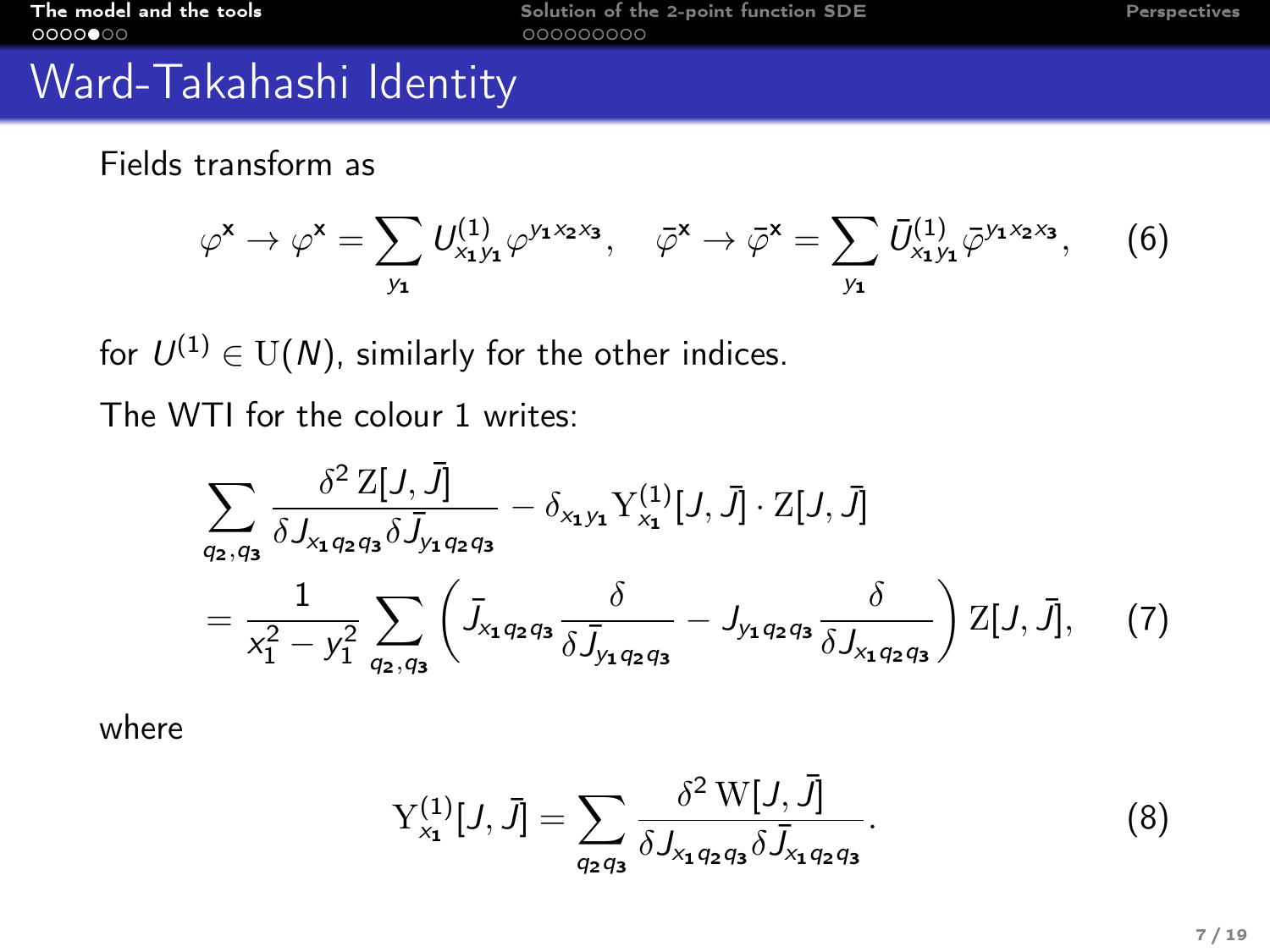# Ward-Takahashi Identity

Fields transform as

$$\varphi^{\mathbf{x}} \to \varphi^{\mathbf{x}} = \sum_{y_1} U^{(1)}_{x_1 y_1} \varphi^{y_1 x_2 x_3}, \quad \bar{\varphi}^{\mathbf{x}} \to \bar{\varphi}^{\mathbf{x}} = \sum_{y_1} \bar{U}^{(1)}_{x_1 y_1} \bar{\varphi}^{y_1 x_2 x_3}, \tag{6}$$

for $U^{(1)} \in \mathrm{U}(N)$, similarly for the other indices.

The WTI for the colour 1 writes:

$$\sum_{q_2, q_3} \frac{\delta^2 \, \mathrm{Z}[J, \bar{J}]}{\delta J_{x_1 q_2 q_3} \delta \bar{J}_{y_1 q_2 q_3}} - \delta_{x_1 y_1} \mathrm{Y}^{(1)}_{x_1}[J, \bar{J}] \cdot \mathrm{Z}[J, \bar{J}]$$
$$= \frac{1}{x_1^2 - y_1^2} \sum_{q_2, q_3} \left( \bar{J}_{x_1 q_2 q_3} \frac{\delta}{\delta \bar{J}_{y_1 q_2 q_3}} - J_{y_1 q_2 q_3} \frac{\delta}{\delta J_{x_1 q_2 q_3}} \right) \mathrm{Z}[J, \bar{J}], \tag{7}$$

where

$$\mathrm{Y}^{(1)}_{x_1}[J, \bar{J}] = \sum_{q_2 q_3} \frac{\delta^2 \, \mathrm{W}[J, \bar{J}]}{\delta J_{x_1 q_2 q_3} \delta \bar{J}_{x_1 q_2 q_3}}. \tag{8}$$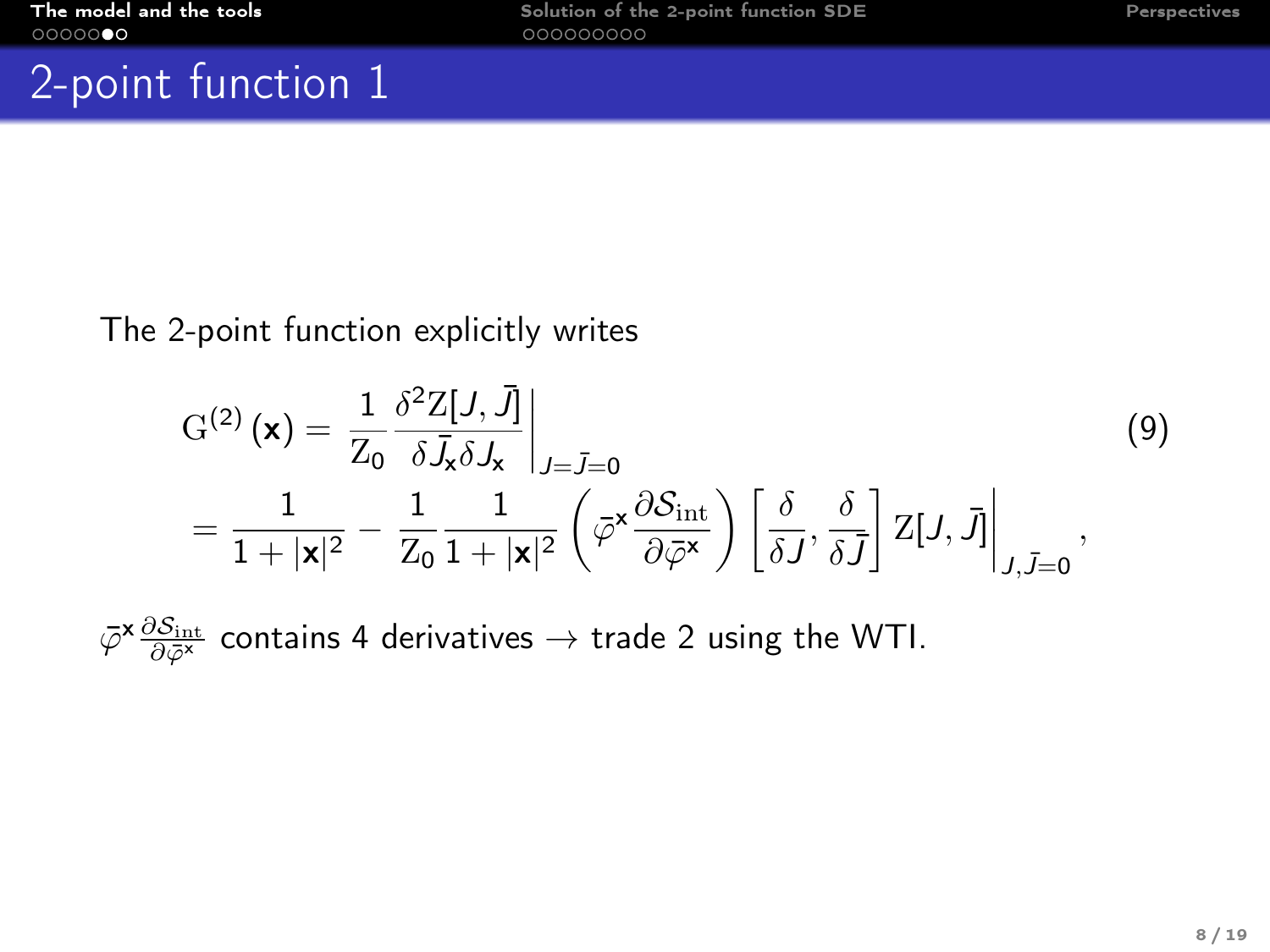# 2-point function 1

The 2-point function explicitly writes

$$
\begin{aligned}
\mathrm{G}^{(2)}(\mathbf{x}) &= \frac{1}{\mathrm{Z}_0} \frac{\delta^2 \mathrm{Z}[J,\bar{J}]}{\delta \bar{J}_{\mathbf{x}} \delta J_{\mathbf{x}}} \Bigg|_{J=\bar{J}=0} \\
&= \frac{1}{1+|\mathbf{x}|^2} - \frac{1}{\mathrm{Z}_0} \frac{1}{1+|\mathbf{x}|^2} \left( \bar{\varphi}^{\mathbf{x}} \frac{\partial \mathcal{S}_{\mathrm{int}}}{\partial \bar{\varphi}^{\mathbf{x}}} \right) \left[ \frac{\delta}{\delta J}, \frac{\delta}{\delta \bar{J}} \right] \mathrm{Z}[J,\bar{J}] \Bigg|_{J,\bar{J}=0},
\end{aligned}
\tag{9}
$$

$\bar{\varphi}^{\mathbf{x}} \frac{\partial \mathcal{S}_{\mathrm{int}}}{\partial \bar{\varphi}^{\mathbf{x}}}$ contains 4 derivatives $\rightarrow$ trade 2 using the WTI.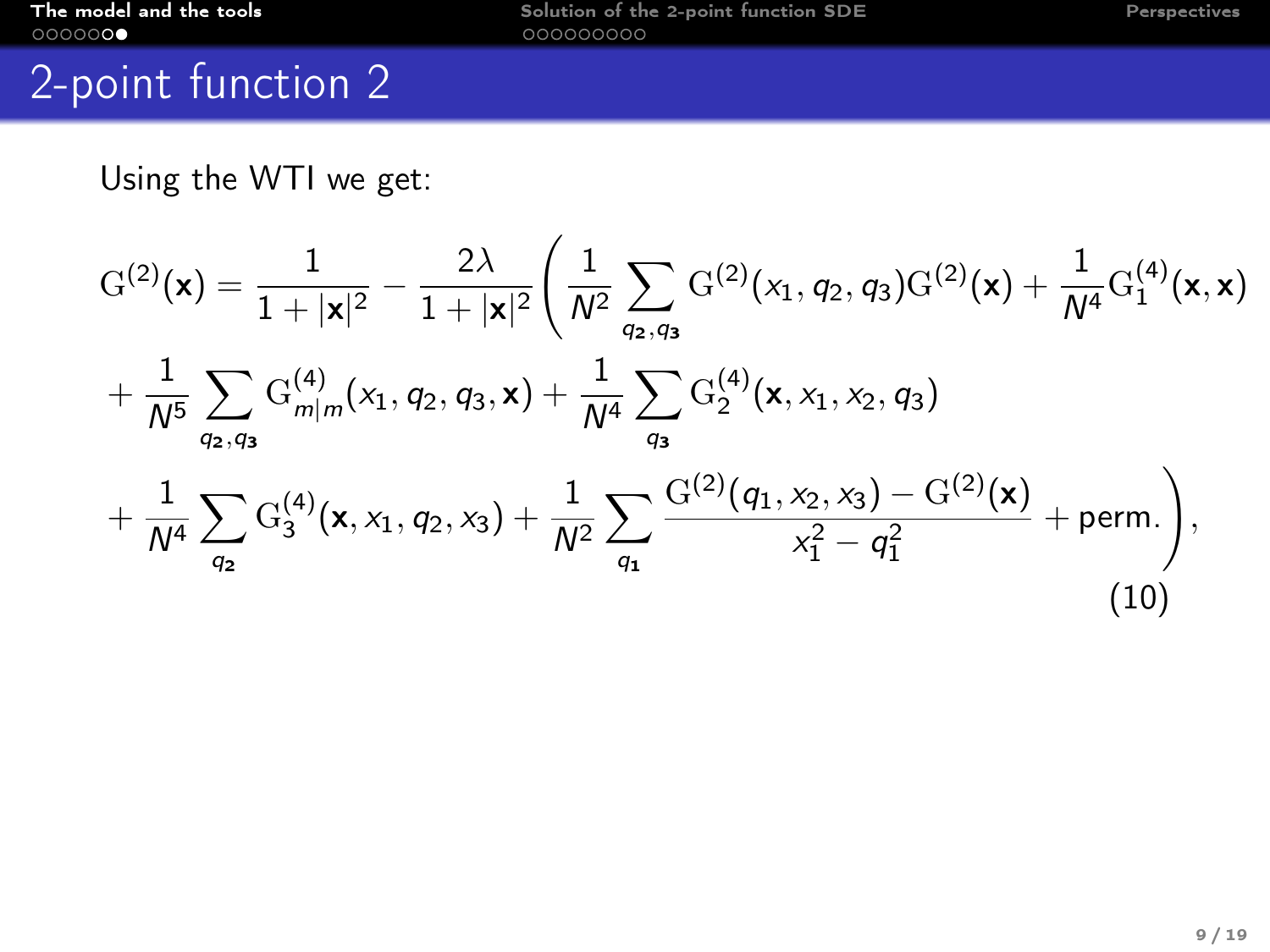## 2-point function 2

Using the WTI we get:

$$
\begin{aligned}
\mathrm{G}^{(2)}(\mathbf{x}) &= \frac{1}{1+|\mathbf{x}|^2} - \frac{2\lambda}{1+|\mathbf{x}|^2}\Bigg( \frac{1}{N^2}\sum_{q_2,q_3} \mathrm{G}^{(2)}(x_1,q_2,q_3)\mathrm{G}^{(2)}(\mathbf{x}) + \frac{1}{N^4}\mathrm{G}^{(4)}_1(\mathbf{x},\mathbf{x}) \\
&+ \frac{1}{N^5}\sum_{q_2,q_3} \mathrm{G}^{(4)}_{m|m}(x_1,q_2,q_3,\mathbf{x}) + \frac{1}{N^4}\sum_{q_3} \mathrm{G}^{(4)}_2(\mathbf{x},x_1,x_2,q_3) \\
&+ \frac{1}{N^4}\sum_{q_2} \mathrm{G}^{(4)}_3(\mathbf{x},x_1,q_2,x_3) + \frac{1}{N^2}\sum_{q_1} \frac{\mathrm{G}^{(2)}(q_1,x_2,x_3) - \mathrm{G}^{(2)}(\mathbf{x})}{x_1^2 - q_1^2} + \text{perm.}\Bigg),
\end{aligned}
\tag{10}
$$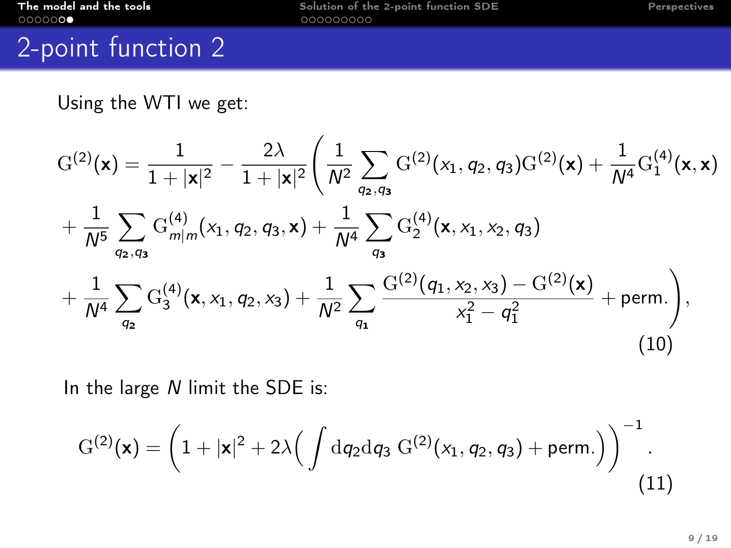# 2-point function 2

Using the WTI we get:

$$
\begin{aligned}
\mathrm{G}^{(2)}(\mathbf{x}) &= \frac{1}{1+|\mathbf{x}|^2} - \frac{2\lambda}{1+|\mathbf{x}|^2}\Bigg( \frac{1}{N^2}\sum_{q_2,q_3} \mathrm{G}^{(2)}(x_1,q_2,q_3)\mathrm{G}^{(2)}(\mathbf{x}) + \frac{1}{N^4}\mathrm{G}_1^{(4)}(\mathbf{x},\mathbf{x}) \\
&+ \frac{1}{N^5}\sum_{q_2,q_3} \mathrm{G}_{m|m}^{(4)}(x_1,q_2,q_3,\mathbf{x}) + \frac{1}{N^4}\sum_{q_3} \mathrm{G}_2^{(4)}(\mathbf{x},x_1,x_2,q_3) \\
&+ \frac{1}{N^4}\sum_{q_2} \mathrm{G}_3^{(4)}(\mathbf{x},x_1,q_2,x_3) + \frac{1}{N^2}\sum_{q_1} \frac{\mathrm{G}^{(2)}(q_1,x_2,x_3) - \mathrm{G}^{(2)}(\mathbf{x})}{x_1^2 - q_1^2} + \text{perm.}\Bigg),
\end{aligned} \tag{10}
$$

In the large $N$ limit the SDE is:

$$
\mathrm{G}^{(2)}(\mathbf{x}) = \left(1 + |\mathbf{x}|^2 + 2\lambda\Big(\int \mathrm{d}q_2\mathrm{d}q_3\ \mathrm{G}^{(2)}(x_1,q_2,q_3) + \text{perm.}\Big)\right)^{-1}. \tag{11}
$$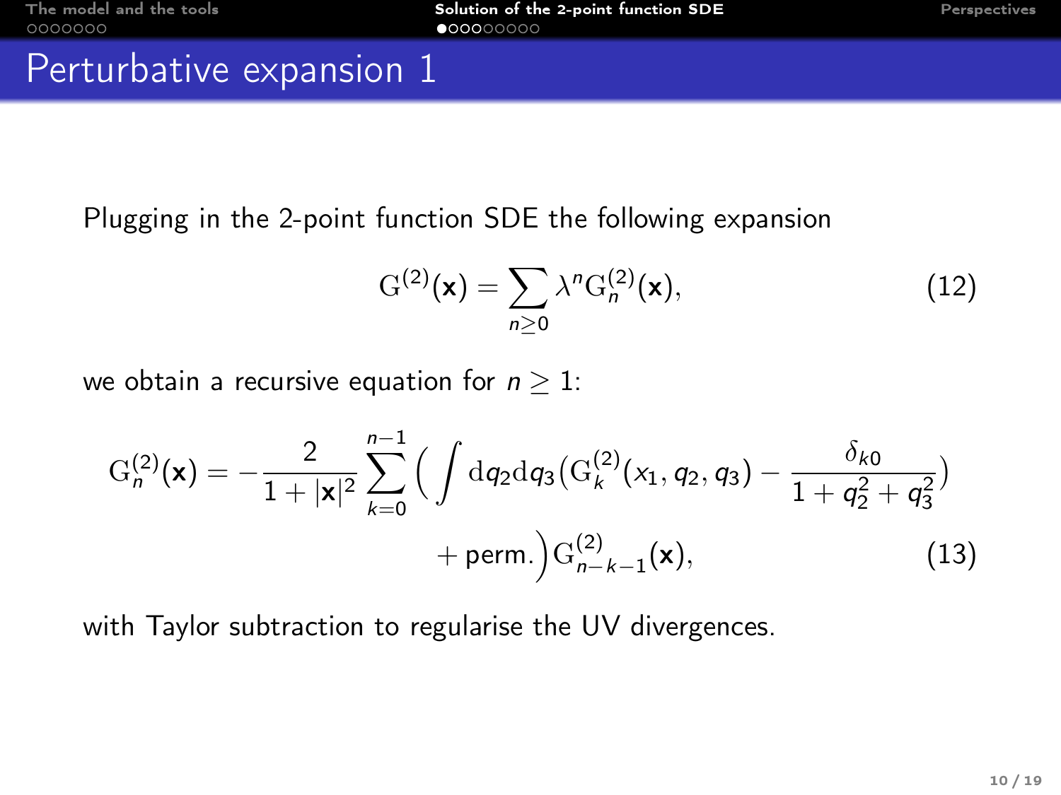# Perturbative expansion 1

Plugging in the 2-point function SDE the following expansion

$$\mathrm{G}^{(2)}(\mathbf{x}) = \sum_{n\geq 0} \lambda^n \mathrm{G}^{(2)}_n(\mathbf{x}), \tag{12}$$

we obtain a recursive equation for $n \geq 1$:

$$\mathrm{G}^{(2)}_n(\mathbf{x}) = -\frac{2}{1+|\mathbf{x}|^2} \sum_{k=0}^{n-1} \Big( \int \mathrm{d}q_2 \mathrm{d}q_3 \big(\mathrm{G}^{(2)}_k(x_1, q_2, q_3) - \frac{\delta_{k0}}{1+q_2^2+q_3^2}\big) + \text{perm.}\Big) \mathrm{G}^{(2)}_{n-k-1}(\mathbf{x}), \tag{13}$$

with Taylor subtraction to regularise the UV divergences.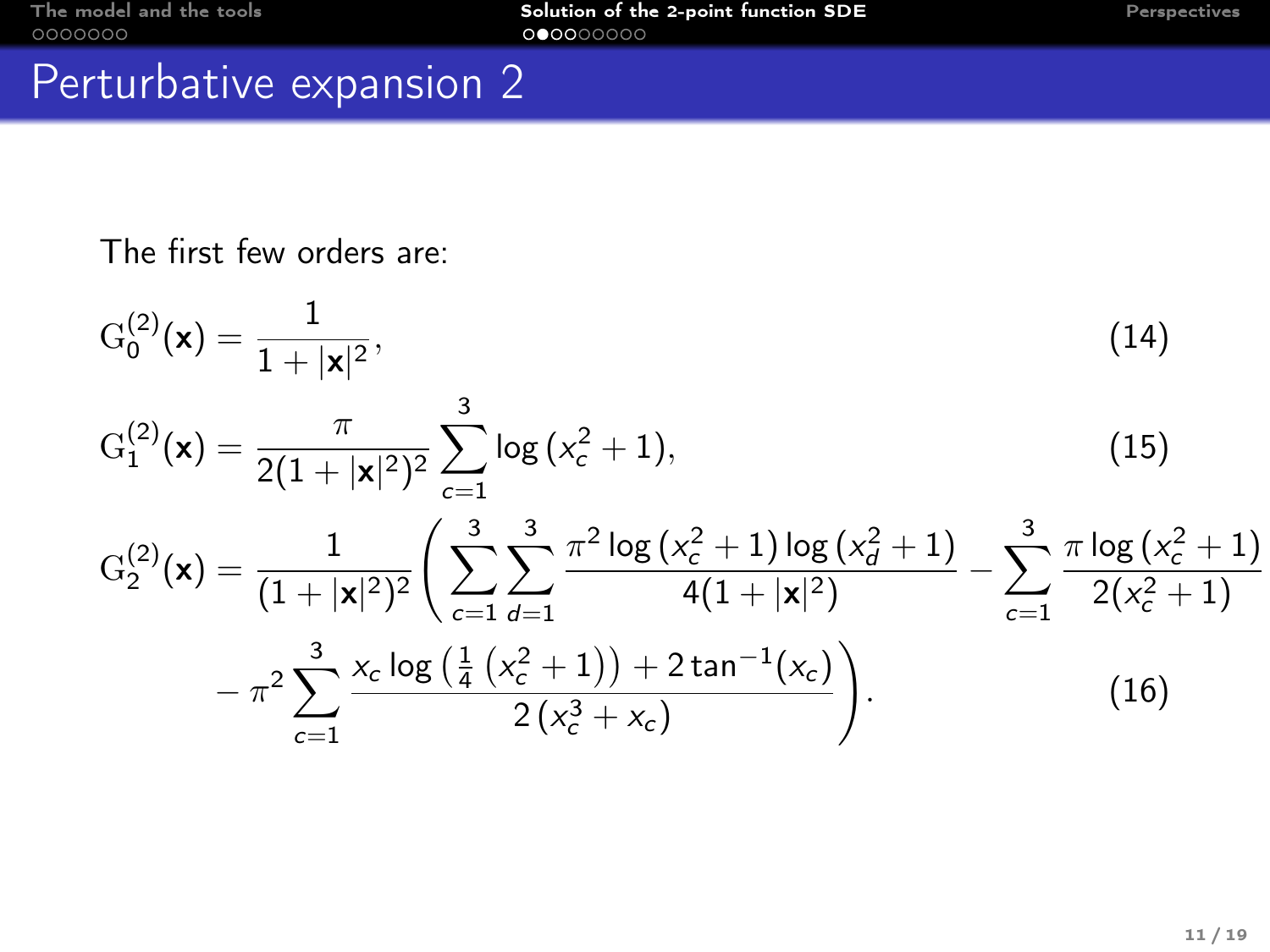# Perturbative expansion 2

The first few orders are:

$$\mathrm{G}_0^{(2)}(\mathbf{x}) = \frac{1}{1+|\mathbf{x}|^2}, \tag{14}$$

$$\mathrm{G}_1^{(2)}(\mathbf{x}) = \frac{\pi}{2(1+|\mathbf{x}|^2)^2} \sum_{c=1}^{3} \log\left(x_c^2+1\right), \tag{15}$$

$$\mathrm{G}_2^{(2)}(\mathbf{x}) = \frac{1}{(1+|\mathbf{x}|^2)^2} \left( \sum_{c=1}^{3}\sum_{d=1}^{3} \frac{\pi^2 \log\left(x_c^2+1\right)\log\left(x_d^2+1\right)}{4(1+|\mathbf{x}|^2)} - \sum_{c=1}^{3} \frac{\pi \log\left(x_c^2+1\right)}{2(x_c^2+1)} \right.$$
$$\left. - \pi^2 \sum_{c=1}^{3} \frac{x_c \log\left(\frac{1}{4}\left(x_c^2+1\right)\right) + 2\tan^{-1}(x_c)}{2\left(x_c^3+x_c\right)} \right). \tag{16}$$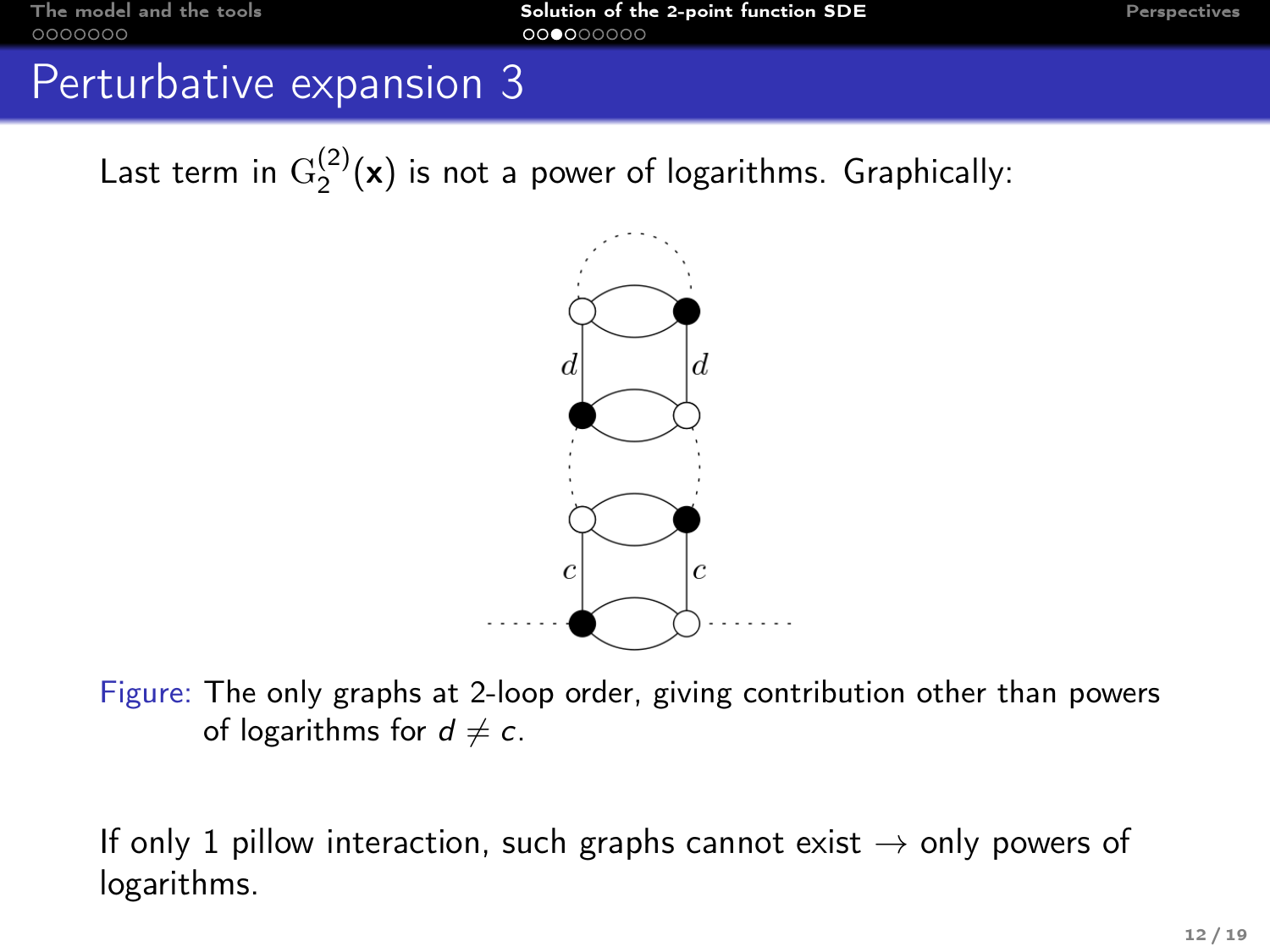# Perturbative expansion 3

Last term in $\mathrm{G}_2^{(2)}(\mathbf{x})$ is not a power of logarithms. Graphically:

Figure: The only graphs at 2-loop order, giving contribution other than powers of logarithms for $d \neq c$.

If only 1 pillow interaction, such graphs cannot exist $\rightarrow$ only powers of logarithms.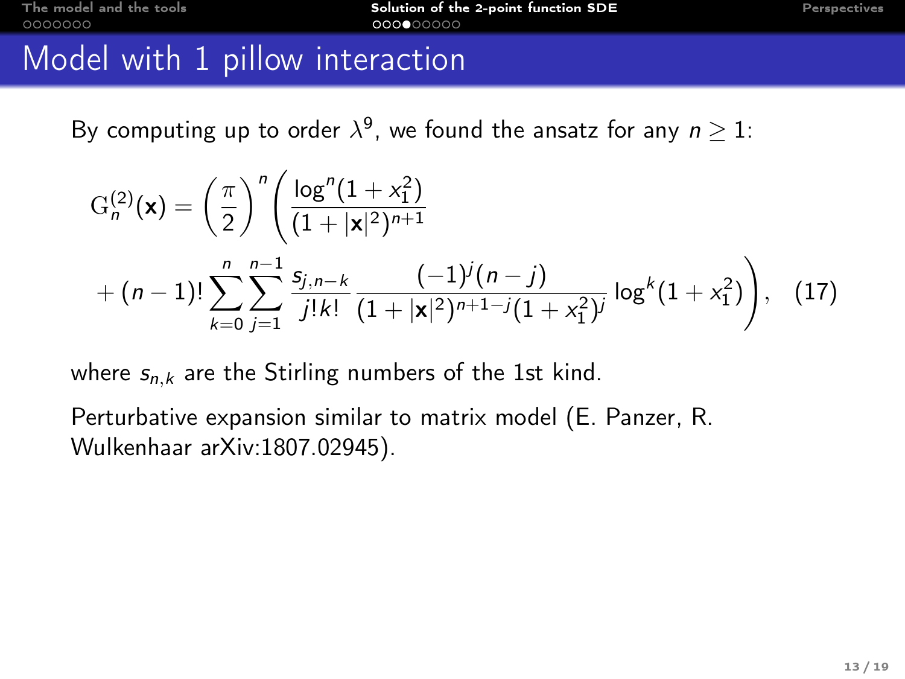# Model with 1 pillow interaction

By computing up to order $\lambda^9$, we found the ansatz for any $n \geq 1$:

$$\mathrm{G}_n^{(2)}(\mathbf{x}) = \left(\frac{\pi}{2}\right)^n \left( \frac{\log^n(1+x_1^2)}{(1+|\mathbf{x}|^2)^{n+1}} + (n-1)! \sum_{k=0}^{n} \sum_{j=1}^{n-1} \frac{s_{j,n-k}}{j!k!} \frac{(-1)^j (n-j)}{(1+|\mathbf{x}|^2)^{n+1-j}(1+x_1^2)^j} \log^k(1+x_1^2) \right), \quad (17)$$

where $s_{n,k}$ are the Stirling numbers of the 1st kind.

Perturbative expansion similar to matrix model (E. Panzer, R. Wulkenhaar arXiv:1807.02945).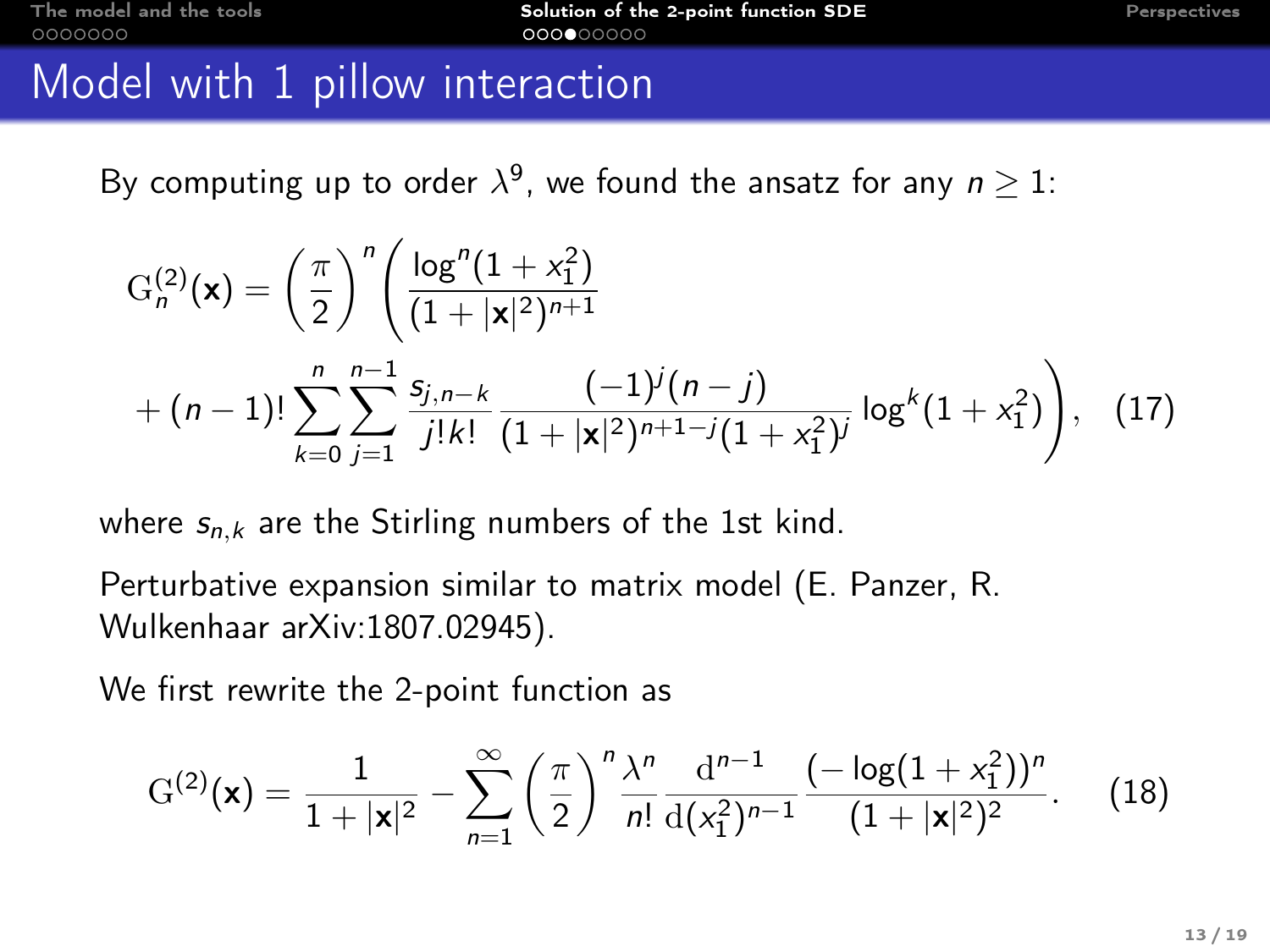# Model with 1 pillow interaction

By computing up to order $\lambda^9$, we found the ansatz for any $n \geq 1$:

$$\mathrm{G}^{(2)}_n(\mathbf{x}) = \left(\frac{\pi}{2}\right)^n \left( \frac{\log^n(1+x_1^2)}{(1+|\mathbf{x}|^2)^{n+1}} + (n-1)! \sum_{k=0}^{n} \sum_{j=1}^{n-1} \frac{s_{j,n-k}}{j!k!} \frac{(-1)^j (n-j)}{(1+|\mathbf{x}|^2)^{n+1-j}(1+x_1^2)^j} \log^k(1+x_1^2) \right), \quad (17)$$

where $s_{n,k}$ are the Stirling numbers of the 1st kind.

Perturbative expansion similar to matrix model (E. Panzer, R. Wulkenhaar arXiv:1807.02945).

We first rewrite the 2-point function as

$$\mathrm{G}^{(2)}(\mathbf{x}) = \frac{1}{1+|\mathbf{x}|^2} - \sum_{n=1}^{\infty} \left(\frac{\pi}{2}\right)^n \frac{\lambda^n}{n!} \frac{\mathrm{d}^{n-1}}{\mathrm{d}(x_1^2)^{n-1}} \frac{(-\log(1+x_1^2))^n}{(1+|\mathbf{x}|^2)^2}. \quad (18)$$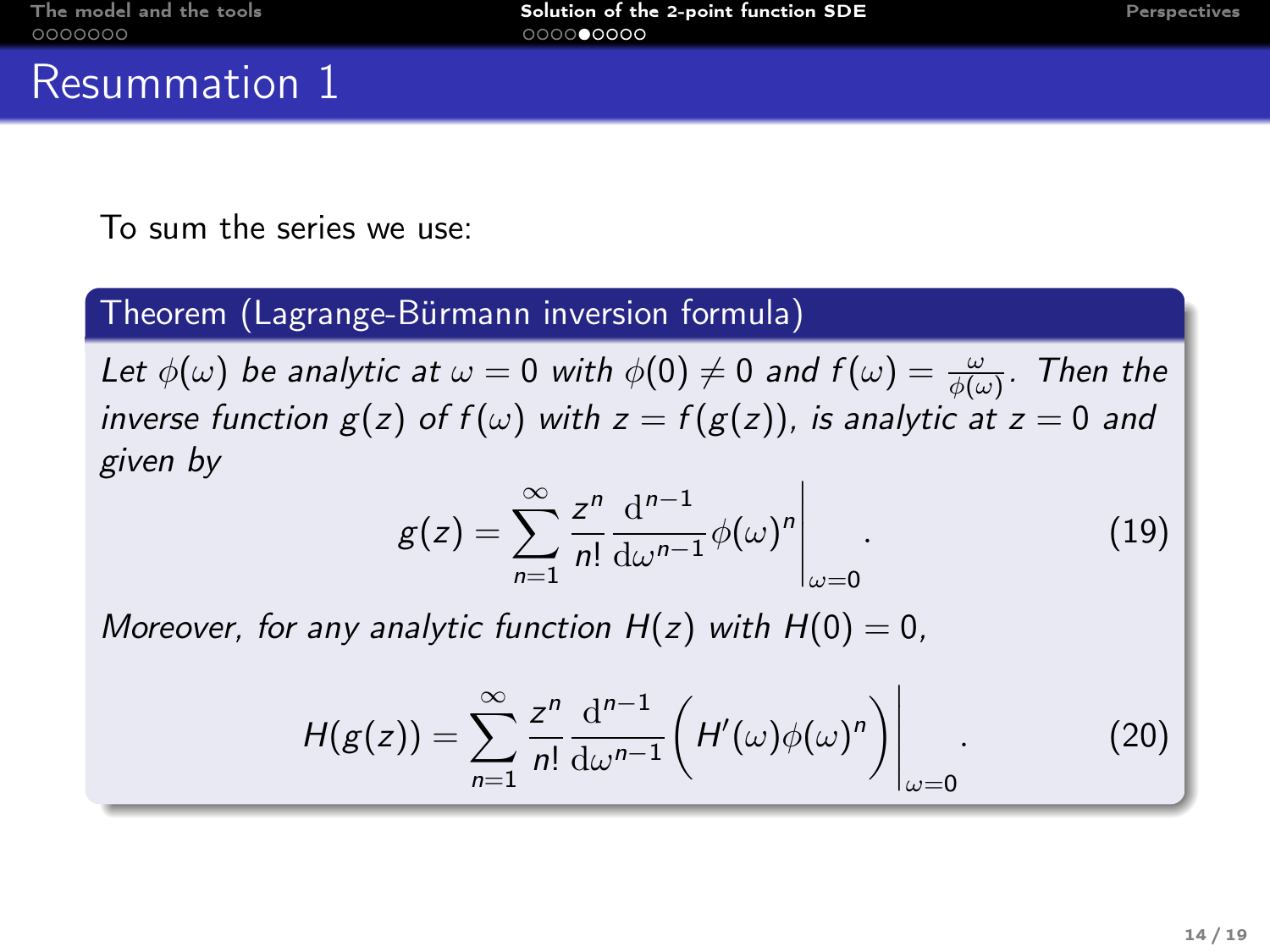# Resummation 1

To sum the series we use:

**Theorem (Lagrange-Bürmann inversion formula)**

*Let $\phi(\omega)$ be analytic at $\omega = 0$ with $\phi(0) \neq 0$ and $f(\omega) = \frac{\omega}{\phi(\omega)}$. Then the inverse function $g(z)$ of $f(\omega)$ with $z = f(g(z))$, is analytic at $z = 0$ and given by*

$$g(z) = \sum_{n=1}^{\infty} \frac{z^n}{n!} \frac{\mathrm{d}^{n-1}}{\mathrm{d}\omega^{n-1}} \phi(\omega)^n \bigg|_{\omega=0} . \tag{19}$$

*Moreover, for any analytic function $H(z)$ with $H(0) = 0$,*

$$H(g(z)) = \sum_{n=1}^{\infty} \frac{z^n}{n!} \frac{\mathrm{d}^{n-1}}{\mathrm{d}\omega^{n-1}} \Big( H'(\omega)\phi(\omega)^n \Big) \bigg|_{\omega=0} . \tag{20}$$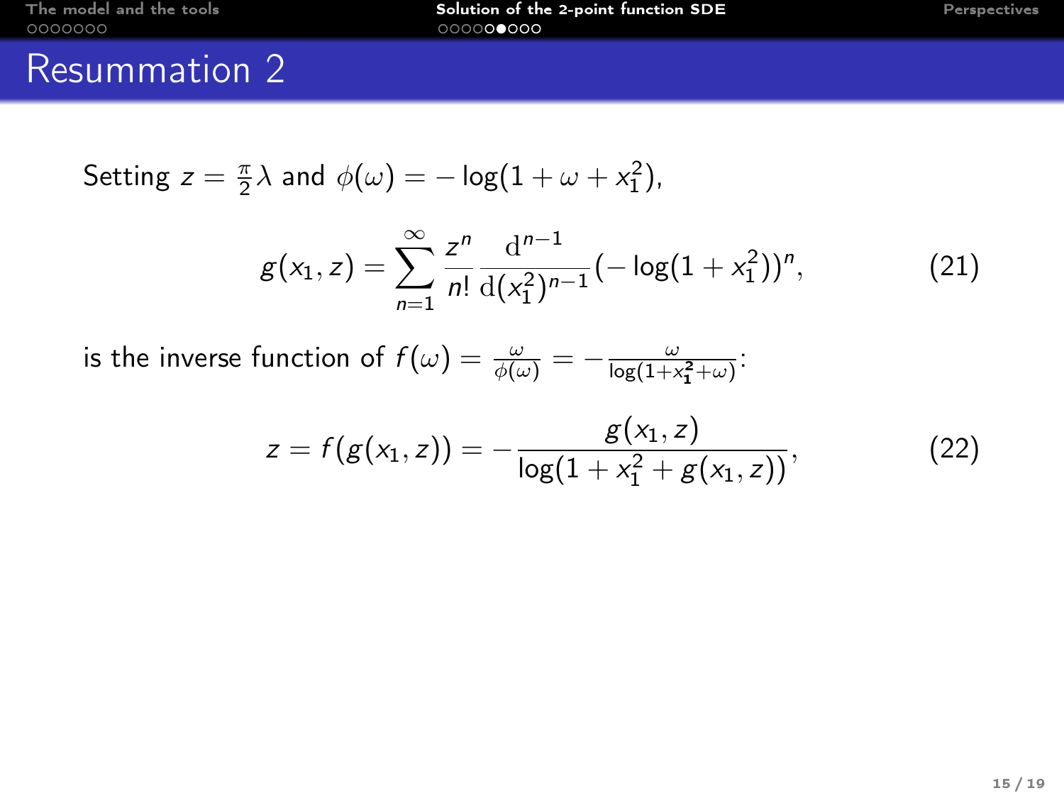# Resummation 2

Setting $z = \frac{\pi}{2}\lambda$ and $\phi(\omega) = -\log(1+\omega+x_1^2)$,

$$g(x_1, z) = \sum_{n=1}^{\infty} \frac{z^n}{n!} \frac{\mathrm{d}^{n-1}}{\mathrm{d}(x_1^2)^{n-1}} (-\log(1+x_1^2))^n, \tag{21}$$

is the inverse function of $f(\omega) = \frac{\omega}{\phi(\omega)} = -\frac{\omega}{\log(1+x_1^2+\omega)}$:

$$z = f(g(x_1, z)) = -\frac{g(x_1, z)}{\log(1+x_1^2+g(x_1, z))}, \tag{22}$$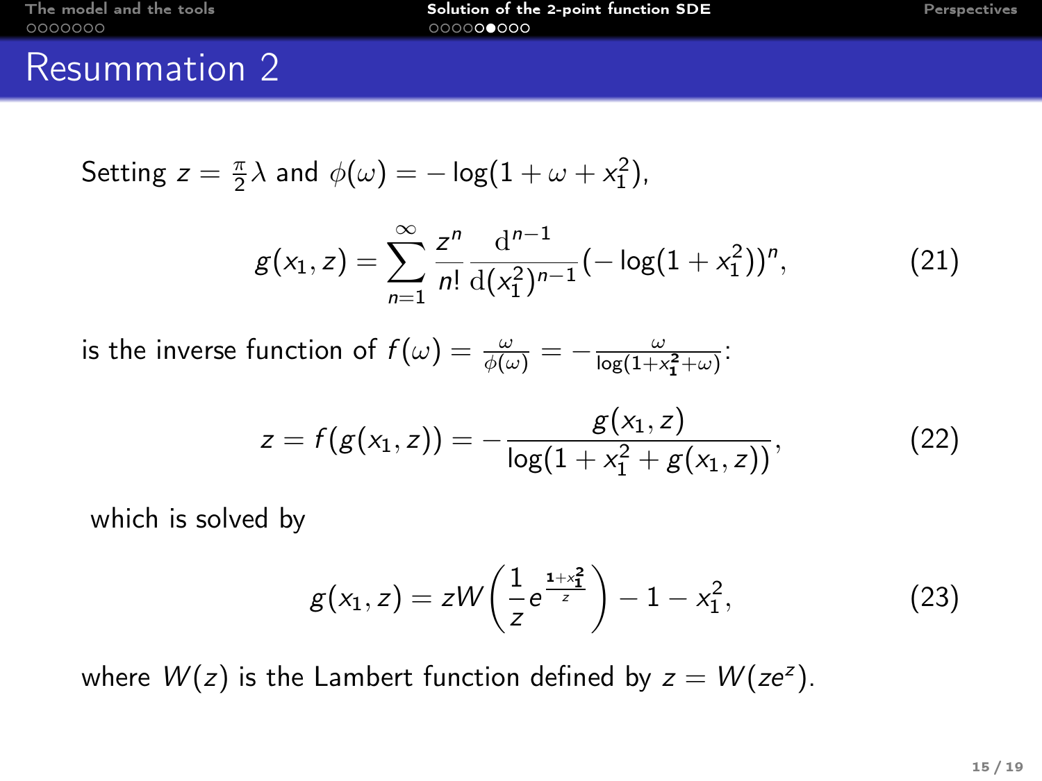# Resummation 2

Setting $z = \frac{\pi}{2}\lambda$ and $\phi(\omega) = -\log(1+\omega+x_1^2)$,

$$g(x_1,z) = \sum_{n=1}^{\infty} \frac{z^n}{n!} \frac{\mathrm{d}^{n-1}}{\mathrm{d}(x_1^2)^{n-1}} (-\log(1+x_1^2))^n, \tag{21}$$

is the inverse function of $f(\omega) = \frac{\omega}{\phi(\omega)} = -\frac{\omega}{\log(1+x_1^2+\omega)}$:

$$z = f(g(x_1,z)) = -\frac{g(x_1,z)}{\log(1+x_1^2+g(x_1,z))}, \tag{22}$$

which is solved by

$$g(x_1,z) = zW\left(\frac{1}{z}e^{\frac{1+x_1^2}{z}}\right) - 1 - x_1^2, \tag{23}$$

where $W(z)$ is the Lambert function defined by $z = W(ze^z)$.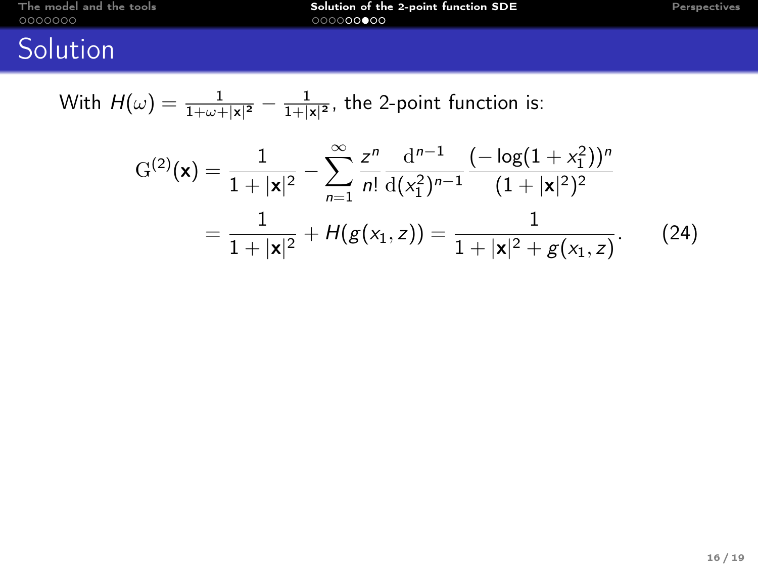# Solution

With $H(\omega) = \frac{1}{1+\omega+|\mathbf{x}|^2} - \frac{1}{1+|\mathbf{x}|^2}$, the 2-point function is:

$$\begin{aligned}
\mathrm{G}^{(2)}(\mathbf{x}) &= \frac{1}{1+|\mathbf{x}|^2} - \sum_{n=1}^{\infty} \frac{z^n}{n!} \frac{\mathrm{d}^{n-1}}{\mathrm{d}(x_1^2)^{n-1}} \frac{(-\log(1+x_1^2))^n}{(1+|\mathbf{x}|^2)^2} \\
&= \frac{1}{1+|\mathbf{x}|^2} + H(g(x_1, z)) = \frac{1}{1+|\mathbf{x}|^2 + g(x_1, z)}. \qquad (24)
\end{aligned}$$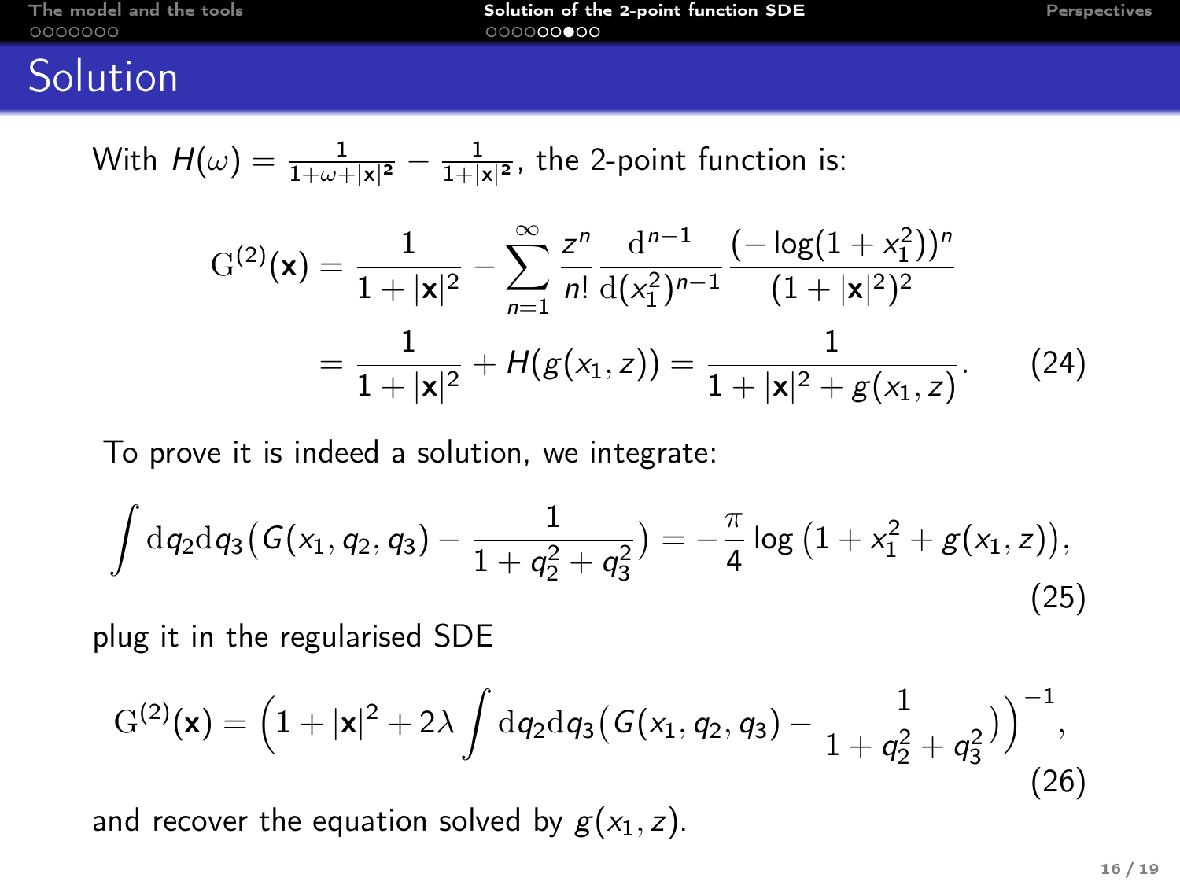# Solution

With $H(\omega) = \frac{1}{1+\omega+|\mathbf{x}|^2} - \frac{1}{1+|\mathbf{x}|^2}$, the 2-point function is:

$$
\begin{aligned}
\mathrm{G}^{(2)}(\mathbf{x}) &= \frac{1}{1+|\mathbf{x}|^2} - \sum_{n=1}^{\infty} \frac{z^n}{n!} \frac{\mathrm{d}^{n-1}}{\mathrm{d}(x_1^2)^{n-1}} \frac{(-\log(1+x_1^2))^n}{(1+|\mathbf{x}|^2)^2} \\
&= \frac{1}{1+|\mathbf{x}|^2} + H(g(x_1,z)) = \frac{1}{1+|\mathbf{x}|^2 + g(x_1,z)}.
\end{aligned} \tag{24}
$$

To prove it is indeed a solution, we integrate:

$$
\int \mathrm{d}q_2 \mathrm{d}q_3 \big( G(x_1,q_2,q_3) - \frac{1}{1+q_2^2+q_3^2} \big) = -\frac{\pi}{4} \log\left(1 + x_1^2 + g(x_1,z)\right), \tag{25}
$$

plug it in the regularised SDE

$$
\mathrm{G}^{(2)}(\mathbf{x}) = \Big( 1 + |\mathbf{x}|^2 + 2\lambda \int \mathrm{d}q_2 \mathrm{d}q_3 \big( G(x_1,q_2,q_3) - \frac{1}{1+q_2^2+q_3^2} \big) \Big)^{-1}, \tag{26}
$$

and recover the equation solved by $g(x_1,z)$.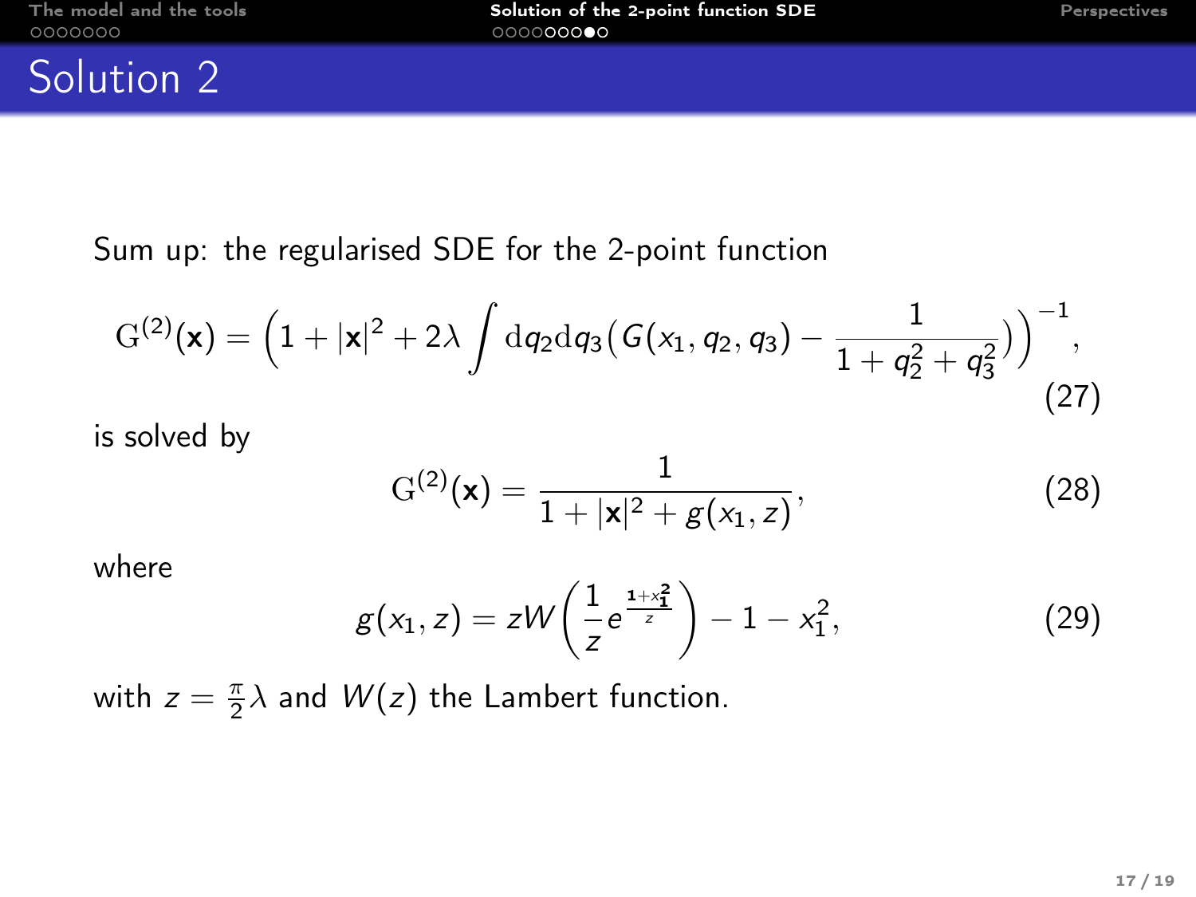# Solution 2

Sum up: the regularised SDE for the 2-point function

$$\mathrm{G}^{(2)}(\mathbf{x}) = \Big(1 + |\mathbf{x}|^2 + 2\lambda \int \mathrm{d}q_2 \mathrm{d}q_3 \big(G(x_1, q_2, q_3) - \frac{1}{1 + q_2^2 + q_3^2}\big)\Big)^{-1}, \tag{27}$$

is solved by

$$\mathrm{G}^{(2)}(\mathbf{x}) = \frac{1}{1 + |\mathbf{x}|^2 + g(x_1, z)}, \tag{28}$$

where

$$g(x_1, z) = zW\left(\frac{1}{z} e^{\frac{1+x_1^2}{z}}\right) - 1 - x_1^2, \tag{29}$$

with $z = \frac{\pi}{2}\lambda$ and $W(z)$ the Lambert function.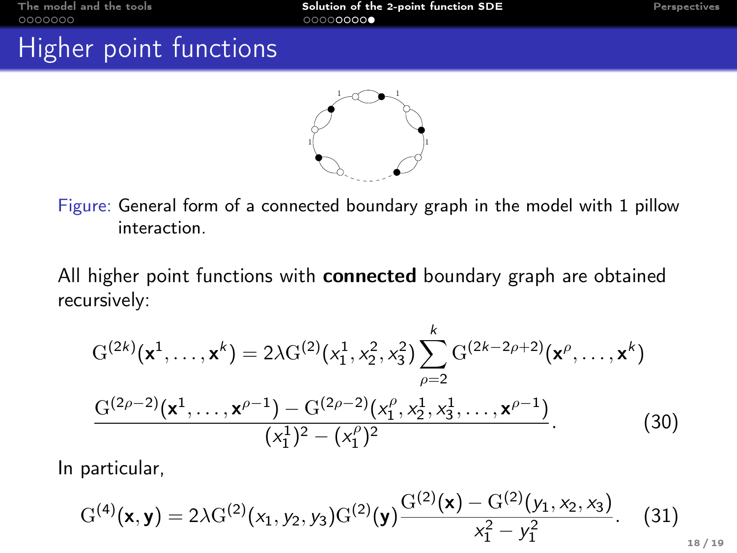# Higher point functions

Figure: General form of a connected boundary graph in the model with 1 pillow interaction.

All higher point functions with **connected** boundary graph are obtained recursively:

$$
\mathrm{G}^{(2k)}(\mathbf{x}^1, \ldots, \mathbf{x}^k) = 2\lambda \mathrm{G}^{(2)}(x_1^1, x_2^2, x_3^2) \sum_{\rho=2}^{k} \mathrm{G}^{(2k-2\rho+2)}(\mathbf{x}^\rho, \ldots, \mathbf{x}^k)
$$

$$
\frac{\mathrm{G}^{(2\rho-2)}(\mathbf{x}^1, \ldots, \mathbf{x}^{\rho-1}) - \mathrm{G}^{(2\rho-2)}(x_1^\rho, x_2^1, x_3^1, \ldots, \mathbf{x}^{\rho-1})}{(x_1^1)^2 - (x_1^\rho)^2}. \qquad (30)
$$

In particular,

$$
\mathrm{G}^{(4)}(\mathbf{x}, \mathbf{y}) = 2\lambda \mathrm{G}^{(2)}(x_1, y_2, y_3) \mathrm{G}^{(2)}(\mathbf{y}) \frac{\mathrm{G}^{(2)}(\mathbf{x}) - \mathrm{G}^{(2)}(y_1, x_2, x_3)}{x_1^2 - y_1^2}. \qquad (31)
$$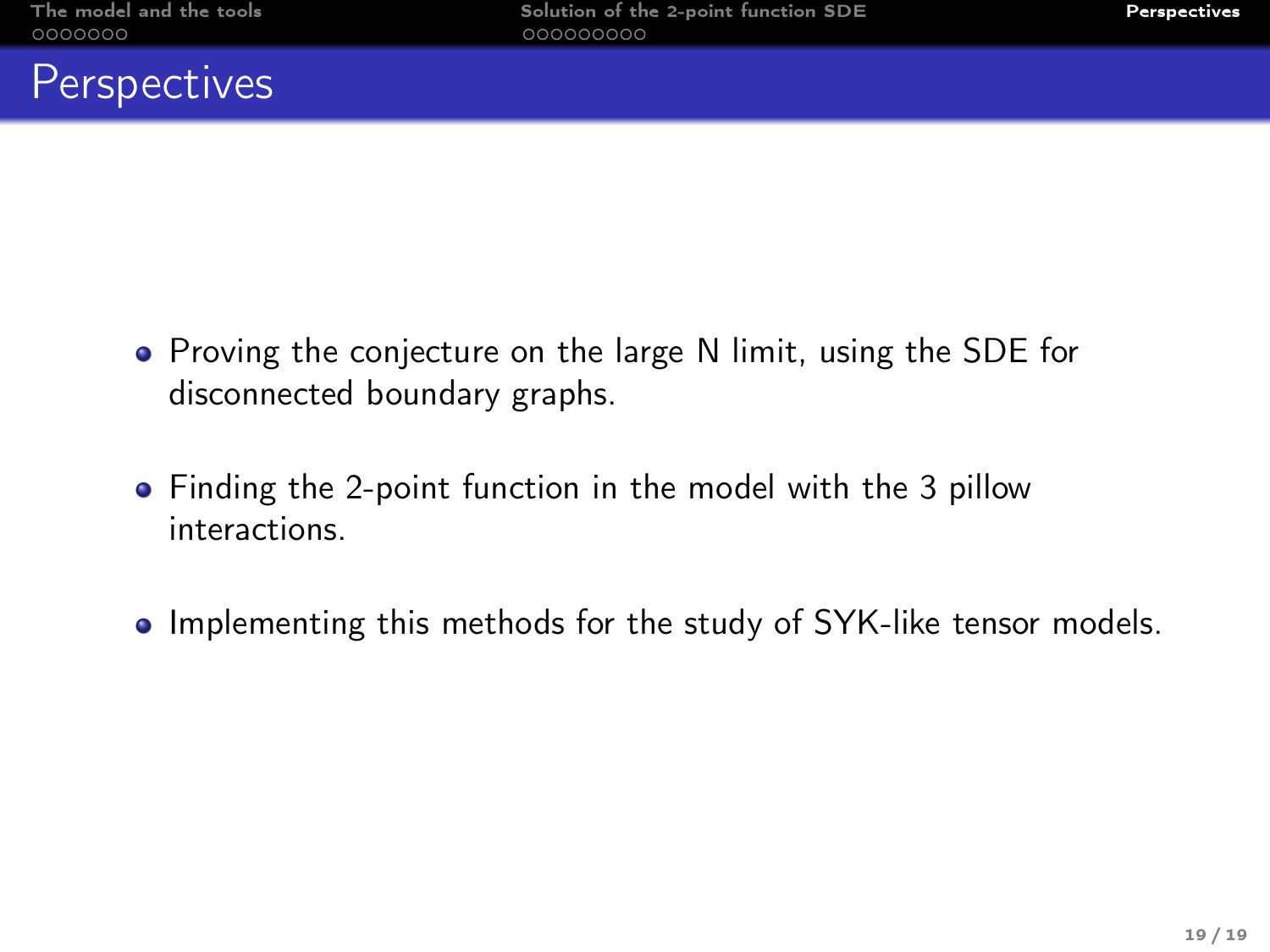# Perspectives

- Proving the conjecture on the large N limit, using the SDE for disconnected boundary graphs.
- Finding the 2-point function in the model with the 3 pillow interactions.
- Implementing this methods for the study of SYK-like tensor models.